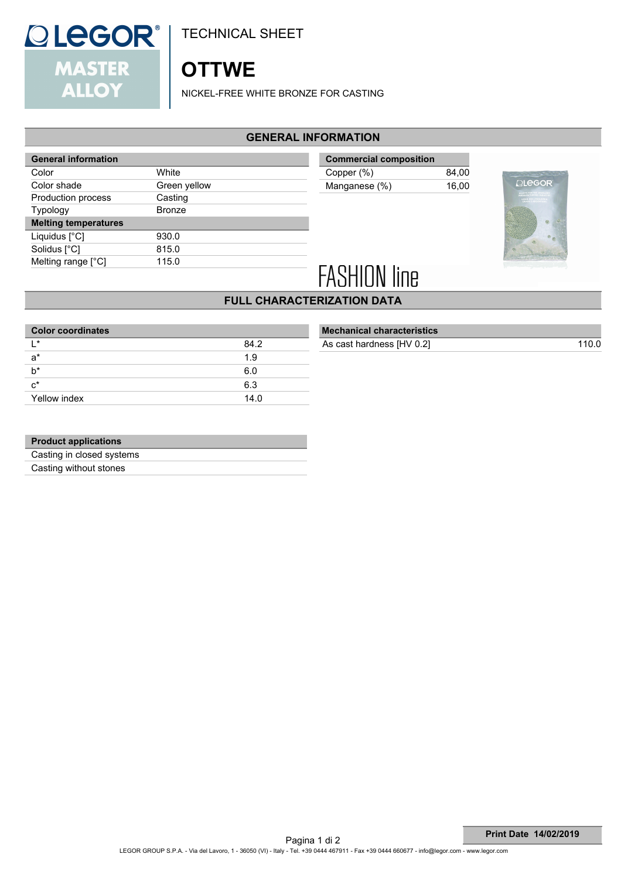TECHNICAL SHEET

# OTTWE

NICKEL-FREE WHITE BRONZE FOR CASTING

## GENERAL INFORMATION

| General information | |
|---|---|
| Color | White |
| Color shade | Green yellow |
| Production process | Casting |
| Typology | Bronze |
| **Melting temperatures** | |
| Liquidus [°C] | 930.0 |
| Solidus [°C] | 815.0 |
| Melting range [°C] | 115.0 |

| Commercial composition | |
|---|---|
| Copper (%) | 84,00 |
| Manganese (%) | 16,00 |

FASHION line

## FULL CHARACTERIZATION DATA

| Color coordinates | |
|---|---|
| L* | 84.2 |
| a* | 1.9 |
| b* | 6.0 |
| c* | 6.3 |
| Yellow index | 14.0 |

| Mechanical characteristics | |
|---|---|
| As cast hardness [HV 0.2] | 110.0 |

| Product applications |
|---|
| Casting in closed systems |
| Casting without stones |

**Print Date 14/02/2019**

LEGOR GROUP S.P.A. - Via del Lavoro, 1 - 36050 (VI) - Italy - Tel. +39 0444 467911 - Fax +39 0444 660677 - info@legor.com - www.legor.com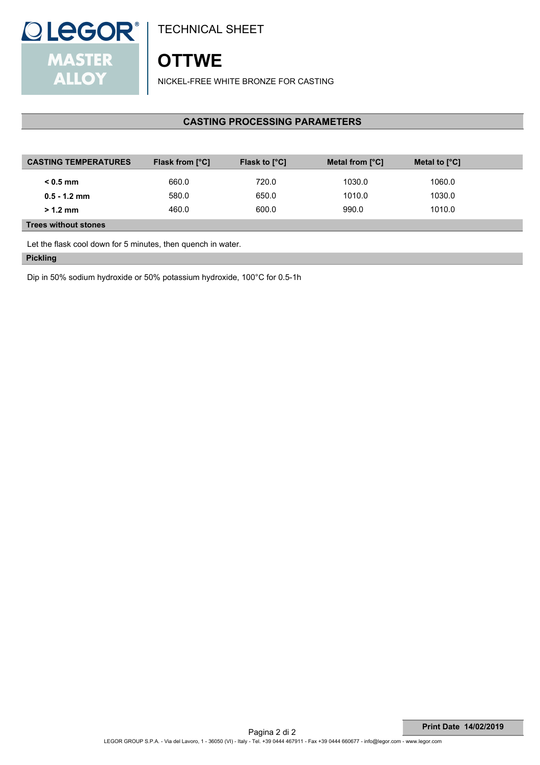TECHNICAL SHEET

# OTTWE

NICKEL-FREE WHITE BRONZE FOR CASTING

## CASTING PROCESSING PARAMETERS

| CASTING TEMPERATURES | Flask from [°C] | Flask to [°C] | Metal from [°C] | Metal to [°C] |
|---|---|---|---|---|
| **< 0.5 mm** | 660.0 | 720.0 | 1030.0 | 1060.0 |
| **0.5 - 1.2 mm** | 580.0 | 650.0 | 1010.0 | 1030.0 |
| **> 1.2 mm** | 460.0 | 600.0 | 990.0 | 1010.0 |

### Trees without stones

Let the flask cool down for 5 minutes, then quench in water.

### Pickling

Dip in 50% sodium hydroxide or 50% potassium hydroxide, 100°C for 0.5-1h

**Print Date 14/02/2019**

LEGOR GROUP S.P.A. - Via del Lavoro, 1 - 36050 (VI) - Italy - Tel. +39 0444 467911 - Fax +39 0444 660677 - info@legor.com - www.legor.com